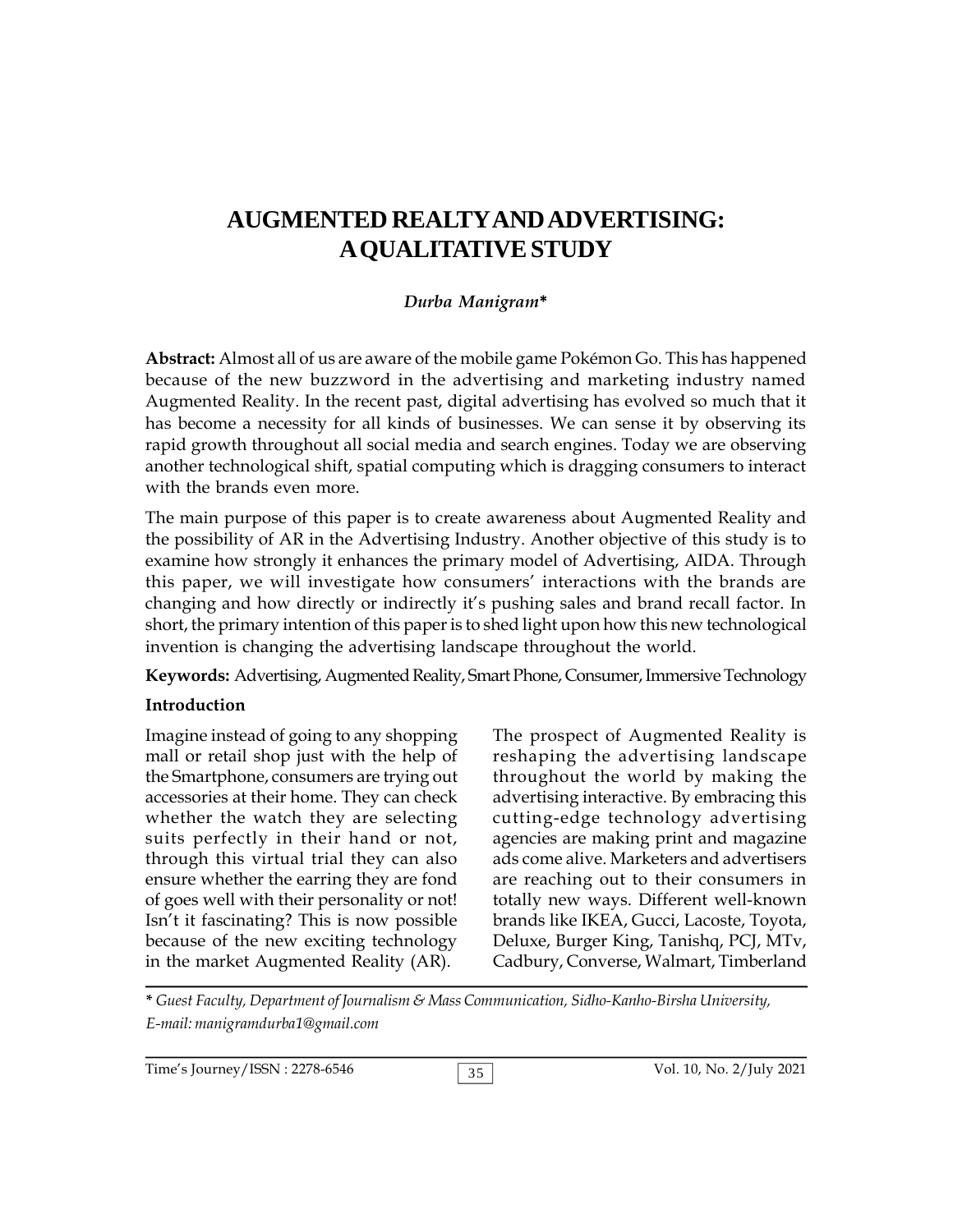# AUGMENTED REALTY AND ADVERTISING: A QUALITATIVE STUDY

*Durba Manigram**

**Abstract:** Almost all of us are aware of the mobile game Pokémon Go. This has happened because of the new buzzword in the advertising and marketing industry named Augmented Reality. In the recent past, digital advertising has evolved so much that it has become a necessity for all kinds of businesses. We can sense it by observing its rapid growth throughout all social media and search engines. Today we are observing another technological shift, spatial computing which is dragging consumers to interact with the brands even more.

The main purpose of this paper is to create awareness about Augmented Reality and the possibility of AR in the Advertising Industry. Another objective of this study is to examine how strongly it enhances the primary model of Advertising, AIDA. Through this paper, we will investigate how consumers' interactions with the brands are changing and how directly or indirectly it's pushing sales and brand recall factor. In short, the primary intention of this paper is to shed light upon how this new technological invention is changing the advertising landscape throughout the world.

**Keywords:** Advertising, Augmented Reality, Smart Phone, Consumer, Immersive Technology

## Introduction

Imagine instead of going to any shopping mall or retail shop just with the help of the Smartphone, consumers are trying out accessories at their home. They can check whether the watch they are selecting suits perfectly in their hand or not, through this virtual trial they can also ensure whether the earring they are fond of goes well with their personality or not! Isn't it fascinating? This is now possible because of the new exciting technology in the market Augmented Reality (AR).

The prospect of Augmented Reality is reshaping the advertising landscape throughout the world by making the advertising interactive. By embracing this cutting-edge technology advertising agencies are making print and magazine ads come alive. Marketers and advertisers are reaching out to their consumers in totally new ways. Different well-known brands like IKEA, Gucci, Lacoste, Toyota, Deluxe, Burger King, Tanishq, PCJ, MTv, Cadbury, Converse, Walmart, Timberland

---

*\* Guest Faculty, Department of Journalism & Mass Communication, Sidho-Kanho-Birsha University, E-mail: manigramdurba1@gmail.com*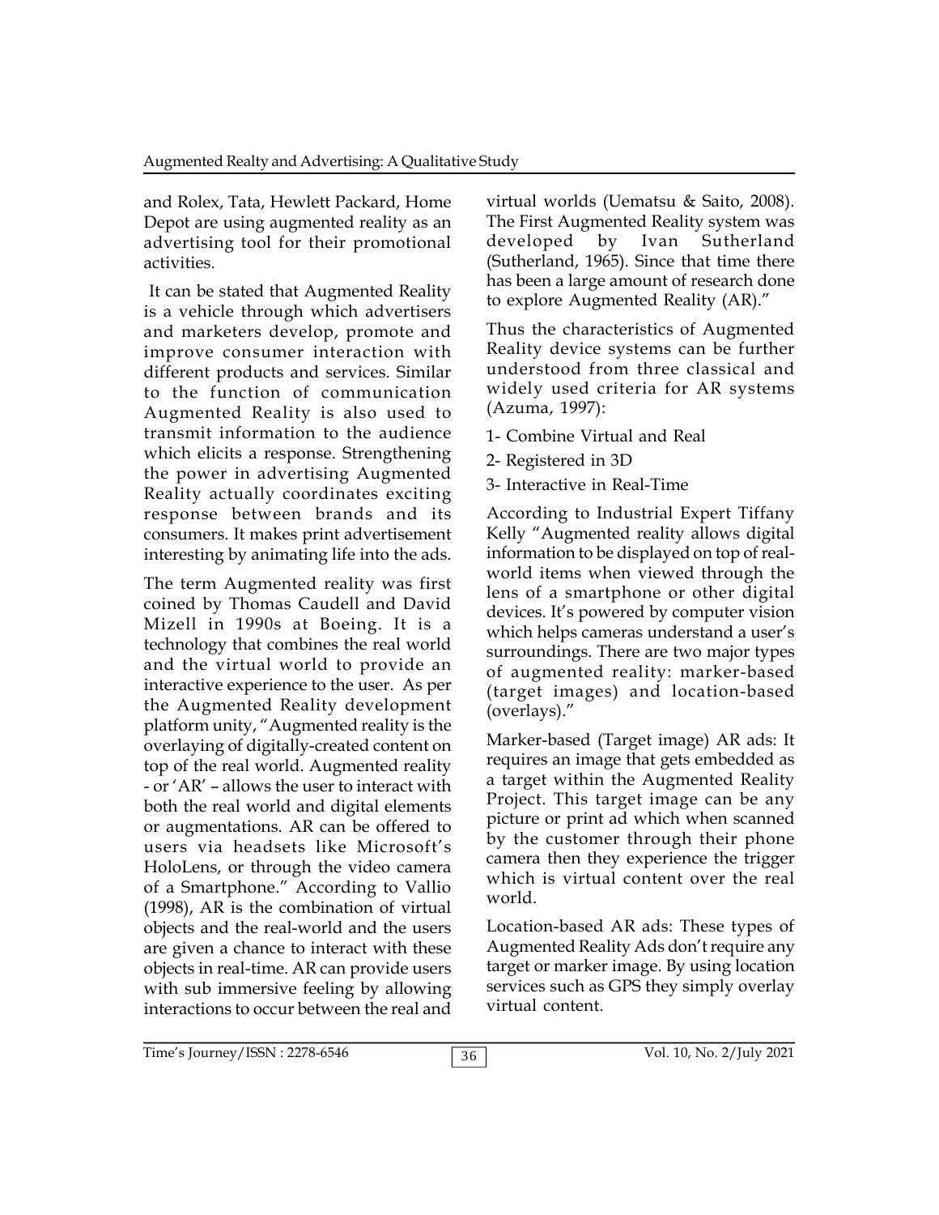and Rolex, Tata, Hewlett Packard, Home Depot are using augmented reality as an advertising tool for their promotional activities.

It can be stated that Augmented Reality is a vehicle through which advertisers and marketers develop, promote and improve consumer interaction with different products and services. Similar to the function of communication Augmented Reality is also used to transmit information to the audience which elicits a response. Strengthening the power in advertising Augmented Reality actually coordinates exciting response between brands and its consumers. It makes print advertisement interesting by animating life into the ads.

The term Augmented reality was first coined by Thomas Caudell and David Mizell in 1990s at Boeing. It is a technology that combines the real world and the virtual world to provide an interactive experience to the user. As per the Augmented Reality development platform unity, "Augmented reality is the overlaying of digitally-created content on top of the real world. Augmented reality - or 'AR' – allows the user to interact with both the real world and digital elements or augmentations. AR can be offered to users via headsets like Microsoft's HoloLens, or through the video camera of a Smartphone." According to Vallio (1998), AR is the combination of virtual objects and the real-world and the users are given a chance to interact with these objects in real-time. AR can provide users with sub immersive feeling by allowing interactions to occur between the real and virtual worlds (Uematsu & Saito, 2008). The First Augmented Reality system was developed by Ivan Sutherland (Sutherland, 1965). Since that time there has been a large amount of research done to explore Augmented Reality (AR)."

Thus the characteristics of Augmented Reality device systems can be further understood from three classical and widely used criteria for AR systems (Azuma, 1997):

1- Combine Virtual and Real

2- Registered in 3D

3- Interactive in Real-Time

According to Industrial Expert Tiffany Kelly "Augmented reality allows digital information to be displayed on top of real-world items when viewed through the lens of a smartphone or other digital devices. It's powered by computer vision which helps cameras understand a user's surroundings. There are two major types of augmented reality: marker-based (target images) and location-based (overlays)."

Marker-based (Target image) AR ads: It requires an image that gets embedded as a target within the Augmented Reality Project. This target image can be any picture or print ad which when scanned by the customer through their phone camera then they experience the trigger which is virtual content over the real world.

Location-based AR ads: These types of Augmented Reality Ads don't require any target or marker image. By using location services such as GPS they simply overlay virtual content.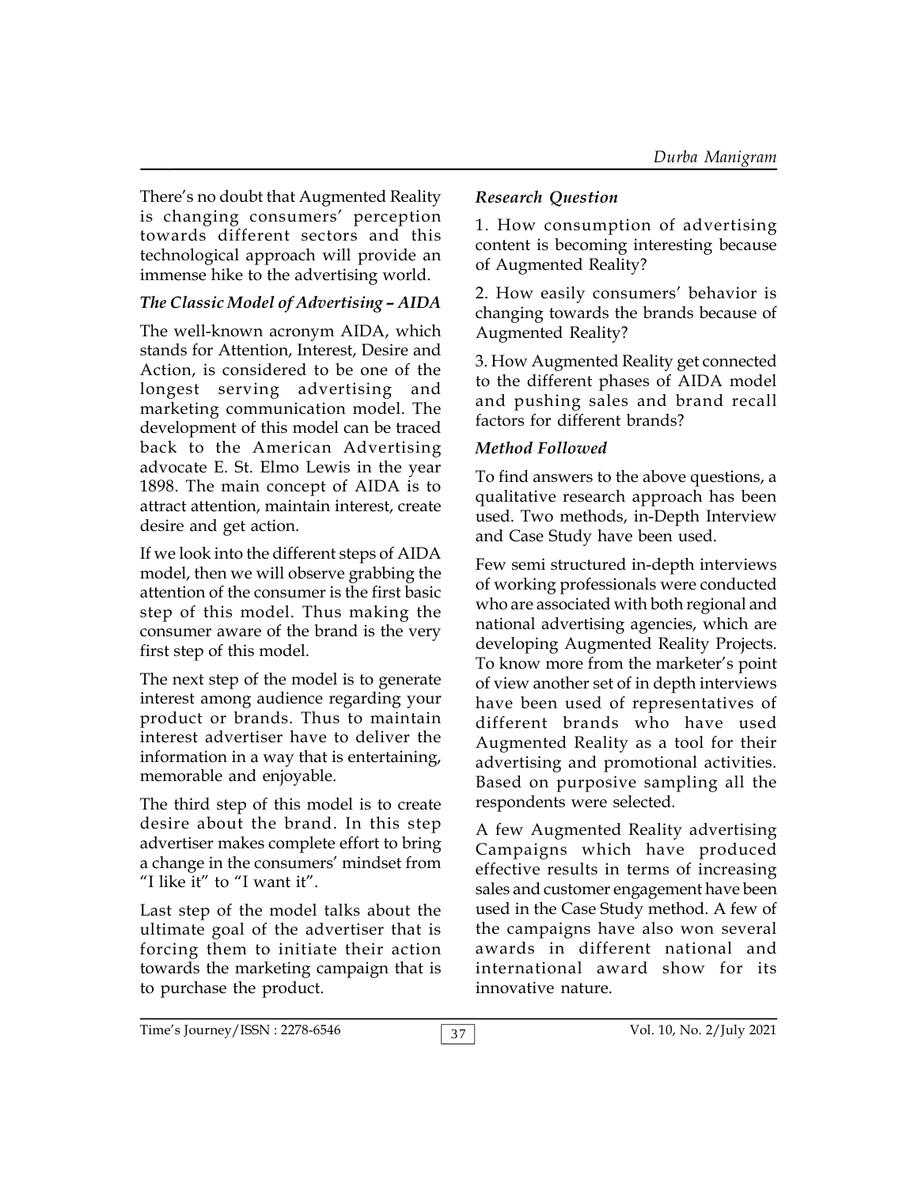There's no doubt that Augmented Reality is changing consumers' perception towards different sectors and this technological approach will provide an immense hike to the advertising world.

### *The Classic Model of Advertising – AIDA*

The well-known acronym AIDA, which stands for Attention, Interest, Desire and Action, is considered to be one of the longest serving advertising and marketing communication model. The development of this model can be traced back to the American Advertising advocate E. St. Elmo Lewis in the year 1898. The main concept of AIDA is to attract attention, maintain interest, create desire and get action.

If we look into the different steps of AIDA model, then we will observe grabbing the attention of the consumer is the first basic step of this model. Thus making the consumer aware of the brand is the very first step of this model.

The next step of the model is to generate interest among audience regarding your product or brands. Thus to maintain interest advertiser have to deliver the information in a way that is entertaining, memorable and enjoyable.

The third step of this model is to create desire about the brand. In this step advertiser makes complete effort to bring a change in the consumers' mindset from "I like it" to "I want it".

Last step of the model talks about the ultimate goal of the advertiser that is forcing them to initiate their action towards the marketing campaign that is to purchase the product.

### *Research Question*

1. How consumption of advertising content is becoming interesting because of Augmented Reality?

2. How easily consumers' behavior is changing towards the brands because of Augmented Reality?

3. How Augmented Reality get connected to the different phases of AIDA model and pushing sales and brand recall factors for different brands?

### *Method Followed*

To find answers to the above questions, a qualitative research approach has been used. Two methods, in-Depth Interview and Case Study have been used.

Few semi structured in-depth interviews of working professionals were conducted who are associated with both regional and national advertising agencies, which are developing Augmented Reality Projects. To know more from the marketer's point of view another set of in depth interviews have been used of representatives of different brands who have used Augmented Reality as a tool for their advertising and promotional activities. Based on purposive sampling all the respondents were selected.

A few Augmented Reality advertising Campaigns which have produced effective results in terms of increasing sales and customer engagement have been used in the Case Study method. A few of the campaigns have also won several awards in different national and international award show for its innovative nature.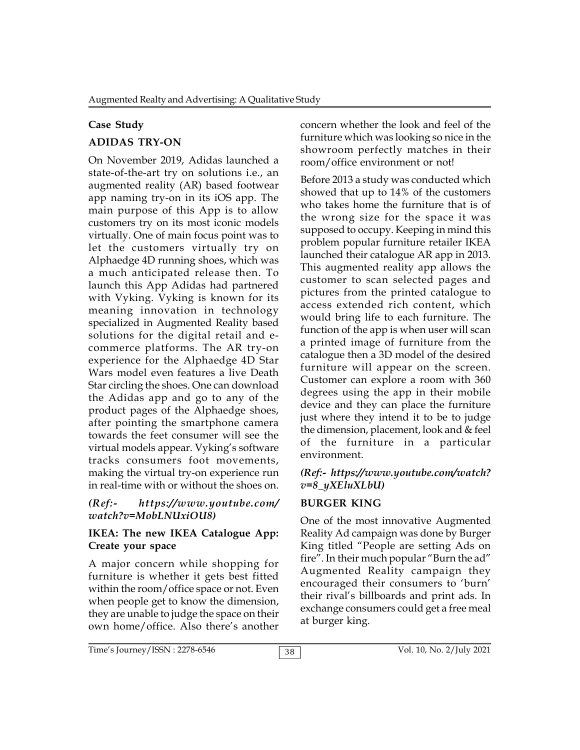## Case Study

### ADIDAS TRY-ON

On November 2019, Adidas launched a state-of-the-art try on solutions i.e., an augmented reality (AR) based footwear app naming try-on in its iOS app. The main purpose of this App is to allow customers try on its most iconic models virtually. One of main focus point was to let the customers virtually try on Alphaedge 4D running shoes, which was a much anticipated release then. To launch this App Adidas had partnered with Vyking. Vyking is known for its meaning innovation in technology specialized in Augmented Reality based solutions for the digital retail and e-commerce platforms. The AR try-on experience for the Alphaedge 4D Star Wars model even features a live Death Star circling the shoes. One can download the Adidas app and go to any of the product pages of the Alphaedge shoes, after pointing the smartphone camera towards the feet consumer will see the virtual models appear. Vyking's software tracks consumers foot movements, making the virtual try-on experience run in real-time with or without the shoes on.

***(Ref:- https://www.youtube.com/watch?v=MobLNUxiOU8)***

### IKEA: The new IKEA Catalogue App: Create your space

A major concern while shopping for furniture is whether it gets best fitted within the room/office space or not. Even when people get to know the dimension, they are unable to judge the space on their own home/office. Also there's another concern whether the look and feel of the furniture which was looking so nice in the showroom perfectly matches in their room/office environment or not!

Before 2013 a study was conducted which showed that up to 14% of the customers who takes home the furniture that is of the wrong size for the space it was supposed to occupy. Keeping in mind this problem popular furniture retailer IKEA launched their catalogue AR app in 2013. This augmented reality app allows the customer to scan selected pages and pictures from the printed catalogue to access extended rich content, which would bring life to each furniture. The function of the app is when user will scan a printed image of furniture from the catalogue then a 3D model of the desired furniture will appear on the screen. Customer can explore a room with 360 degrees using the app in their mobile device and they can place the furniture just where they intend it to be to judge the dimension, placement, look and & feel of the furniture in a particular environment.

***(Ref:- https://www.youtube.com/watch?v=8_yXEluXLbU)***

### BURGER KING

One of the most innovative Augmented Reality Ad campaign was done by Burger King titled "People are setting Ads on fire". In their much popular "Burn the ad" Augmented Reality campaign they encouraged their consumers to 'burn' their rival's billboards and print ads. In exchange consumers could get a free meal at burger king.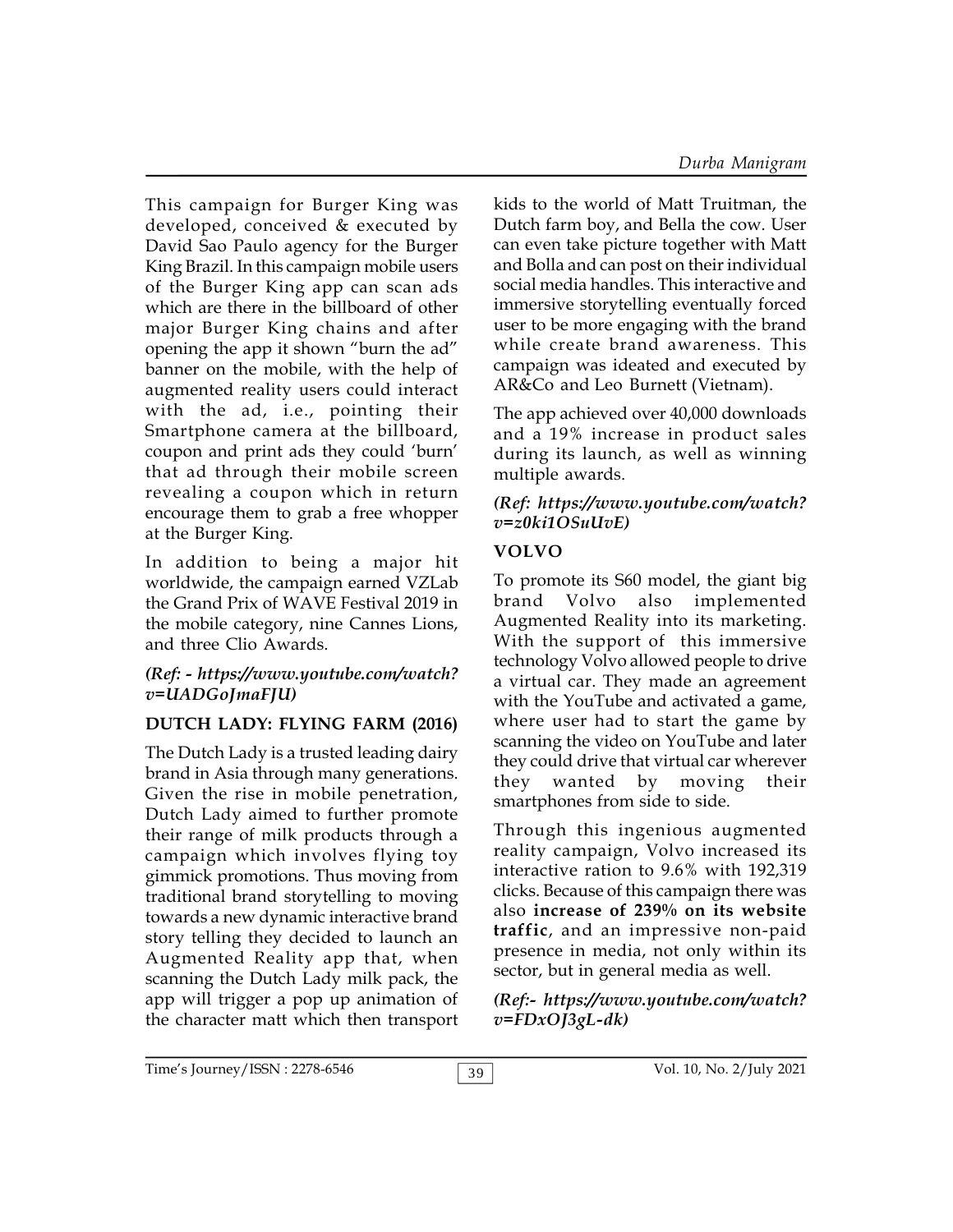This campaign for Burger King was developed, conceived & executed by David Sao Paulo agency for the Burger King Brazil. In this campaign mobile users of the Burger King app can scan ads which are there in the billboard of other major Burger King chains and after opening the app it shown "burn the ad" banner on the mobile, with the help of augmented reality users could interact with the ad, i.e., pointing their Smartphone camera at the billboard, coupon and print ads they could 'burn' that ad through their mobile screen revealing a coupon which in return encourage them to grab a free whopper at the Burger King.

In addition to being a major hit worldwide, the campaign earned VZLab the Grand Prix of WAVE Festival 2019 in the mobile category, nine Cannes Lions, and three Clio Awards.

***(Ref: - https://www.youtube.com/watch?v=UADGoJmaFJU)***

### DUTCH LADY: FLYING FARM (2016)

The Dutch Lady is a trusted leading dairy brand in Asia through many generations. Given the rise in mobile penetration, Dutch Lady aimed to further promote their range of milk products through a campaign which involves flying toy gimmick promotions. Thus moving from traditional brand storytelling to moving towards a new dynamic interactive brand story telling they decided to launch an Augmented Reality app that, when scanning the Dutch Lady milk pack, the app will trigger a pop up animation of the character matt which then transport kids to the world of Matt Truitman, the Dutch farm boy, and Bella the cow. User can even take picture together with Matt and Bolla and can post on their individual social media handles. This interactive and immersive storytelling eventually forced user to be more engaging with the brand while create brand awareness. This campaign was ideated and executed by AR&Co and Leo Burnett (Vietnam).

The app achieved over 40,000 downloads and a 19% increase in product sales during its launch, as well as winning multiple awards.

***(Ref: https://www.youtube.com/watch?v=z0ki1OSuUvE)***

### VOLVO

To promote its S60 model, the giant big brand Volvo also implemented Augmented Reality into its marketing. With the support of this immersive technology Volvo allowed people to drive a virtual car. They made an agreement with the YouTube and activated a game, where user had to start the game by scanning the video on YouTube and later they could drive that virtual car wherever they wanted by moving their smartphones from side to side.

Through this ingenious augmented reality campaign, Volvo increased its interactive ration to 9.6% with 192,319 clicks. Because of this campaign there was also **increase of 239% on its website traffic**, and an impressive non-paid presence in media, not only within its sector, but in general media as well.

***(Ref:- https://www.youtube.com/watch?v=FDxOJ3gL-dk)***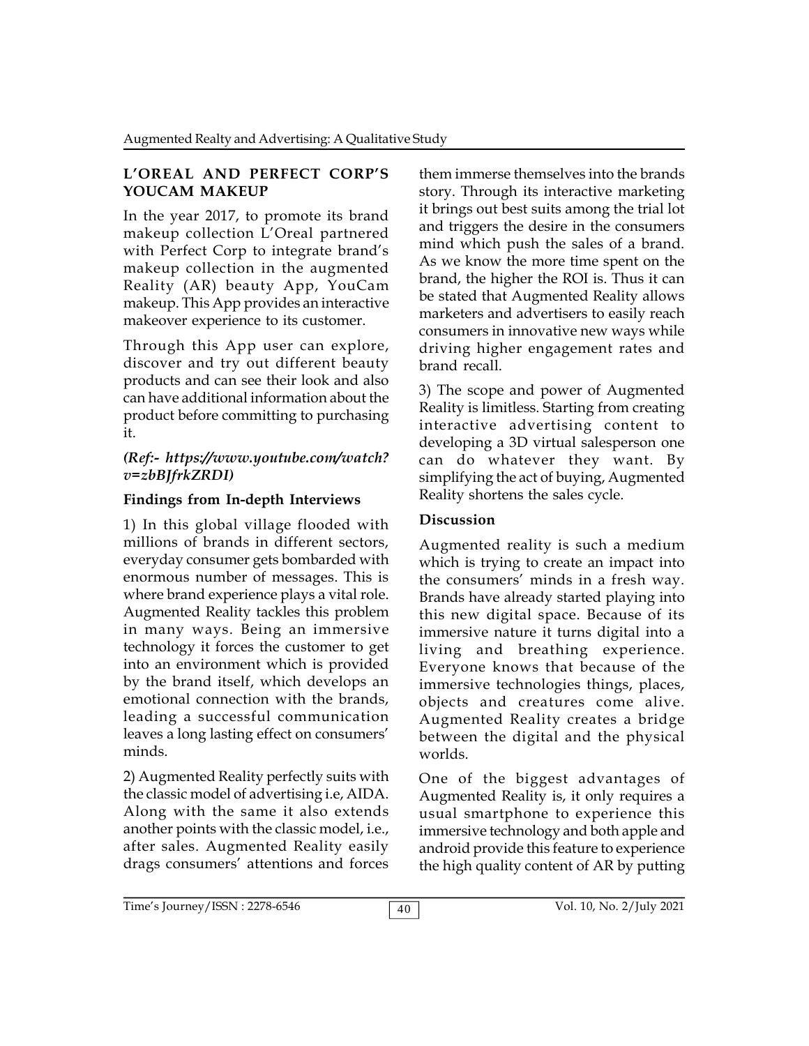### L'OREAL AND PERFECT CORP'S YOUCAM MAKEUP

In the year 2017, to promote its brand makeup collection L'Oreal partnered with Perfect Corp to integrate brand's makeup collection in the augmented Reality (AR) beauty App, YouCam makeup. This App provides an interactive makeover experience to its customer.

Through this App user can explore, discover and try out different beauty products and can see their look and also can have additional information about the product before committing to purchasing it.

***(Ref:- https://www.youtube.com/watch?v=zbBJfrkZRDI)***

### Findings from In-depth Interviews

1) In this global village flooded with millions of brands in different sectors, everyday consumer gets bombarded with enormous number of messages. This is where brand experience plays a vital role. Augmented Reality tackles this problem in many ways. Being an immersive technology it forces the customer to get into an environment which is provided by the brand itself, which develops an emotional connection with the brands, leading a successful communication leaves a long lasting effect on consumers' minds.

2) Augmented Reality perfectly suits with the classic model of advertising i.e, AIDA. Along with the same it also extends another points with the classic model, i.e., after sales. Augmented Reality easily drags consumers' attentions and forces them immerse themselves into the brands story. Through its interactive marketing it brings out best suits among the trial lot and triggers the desire in the consumers mind which push the sales of a brand. As we know the more time spent on the brand, the higher the ROI is. Thus it can be stated that Augmented Reality allows marketers and advertisers to easily reach consumers in innovative new ways while driving higher engagement rates and brand recall.

3) The scope and power of Augmented Reality is limitless. Starting from creating interactive advertising content to developing a 3D virtual salesperson one can do whatever they want. By simplifying the act of buying, Augmented Reality shortens the sales cycle.

### Discussion

Augmented reality is such a medium which is trying to create an impact into the consumers' minds in a fresh way. Brands have already started playing into this new digital space. Because of its immersive nature it turns digital into a living and breathing experience. Everyone knows that because of the immersive technologies things, places, objects and creatures come alive. Augmented Reality creates a bridge between the digital and the physical worlds.

One of the biggest advantages of Augmented Reality is, it only requires a usual smartphone to experience this immersive technology and both apple and android provide this feature to experience the high quality content of AR by putting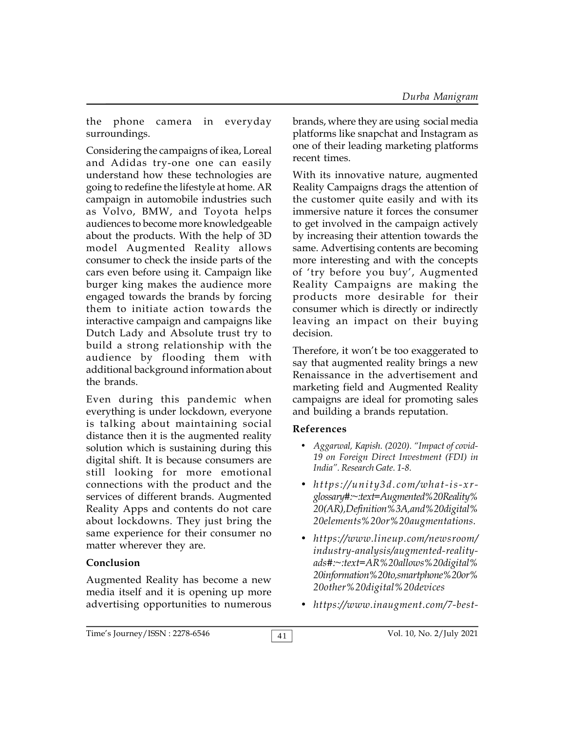the phone camera in everyday surroundings.

Considering the campaigns of ikea, Loreal and Adidas try-one one can easily understand how these technologies are going to redefine the lifestyle at home. AR campaign in automobile industries such as Volvo, BMW, and Toyota helps audiences to become more knowledgeable about the products. With the help of 3D model Augmented Reality allows consumer to check the inside parts of the cars even before using it. Campaign like burger king makes the audience more engaged towards the brands by forcing them to initiate action towards the interactive campaign and campaigns like Dutch Lady and Absolute trust try to build a strong relationship with the audience by flooding them with additional background information about the brands.

Even during this pandemic when everything is under lockdown, everyone is talking about maintaining social distance then it is the augmented reality solution which is sustaining during this digital shift. It is because consumers are still looking for more emotional connections with the product and the services of different brands. Augmented Reality Apps and contents do not care about lockdowns. They just bring the same experience for their consumer no matter wherever they are.

**Conclusion**

Augmented Reality has become a new media itself and it is opening up more advertising opportunities to numerous brands, where they are using social media platforms like snapchat and Instagram as one of their leading marketing platforms recent times.

With its innovative nature, augmented Reality Campaigns drags the attention of the customer quite easily and with its immersive nature it forces the consumer to get involved in the campaign actively by increasing their attention towards the same. Advertising contents are becoming more interesting and with the concepts of 'try before you buy', Augmented Reality Campaigns are making the products more desirable for their consumer which is directly or indirectly leaving an impact on their buying decision.

Therefore, it won't be too exaggerated to say that augmented reality brings a new Renaissance in the advertisement and marketing field and Augmented Reality campaigns are ideal for promoting sales and building a brands reputation.

**References**

- *Aggarwal, Kapish. (2020). "Impact of covid-19 on Foreign Direct Investment (FDI) in India". Research Gate. 1-8.*
- *https://unity3d.com/what-is-xr-glossary#:~:text=Augmented%20Reality%20(AR),Definition%3A,and%20digital%20elements%20or%20augmentations.*
- *https://www.lineup.com/newsroom/industry-analysis/augmented-reality-ads#:~:text=AR%20allows%20digital%20information%20to,smartphone%20or%20other%20digital%20devices*
- *https://www.inaugment.com/7-best-*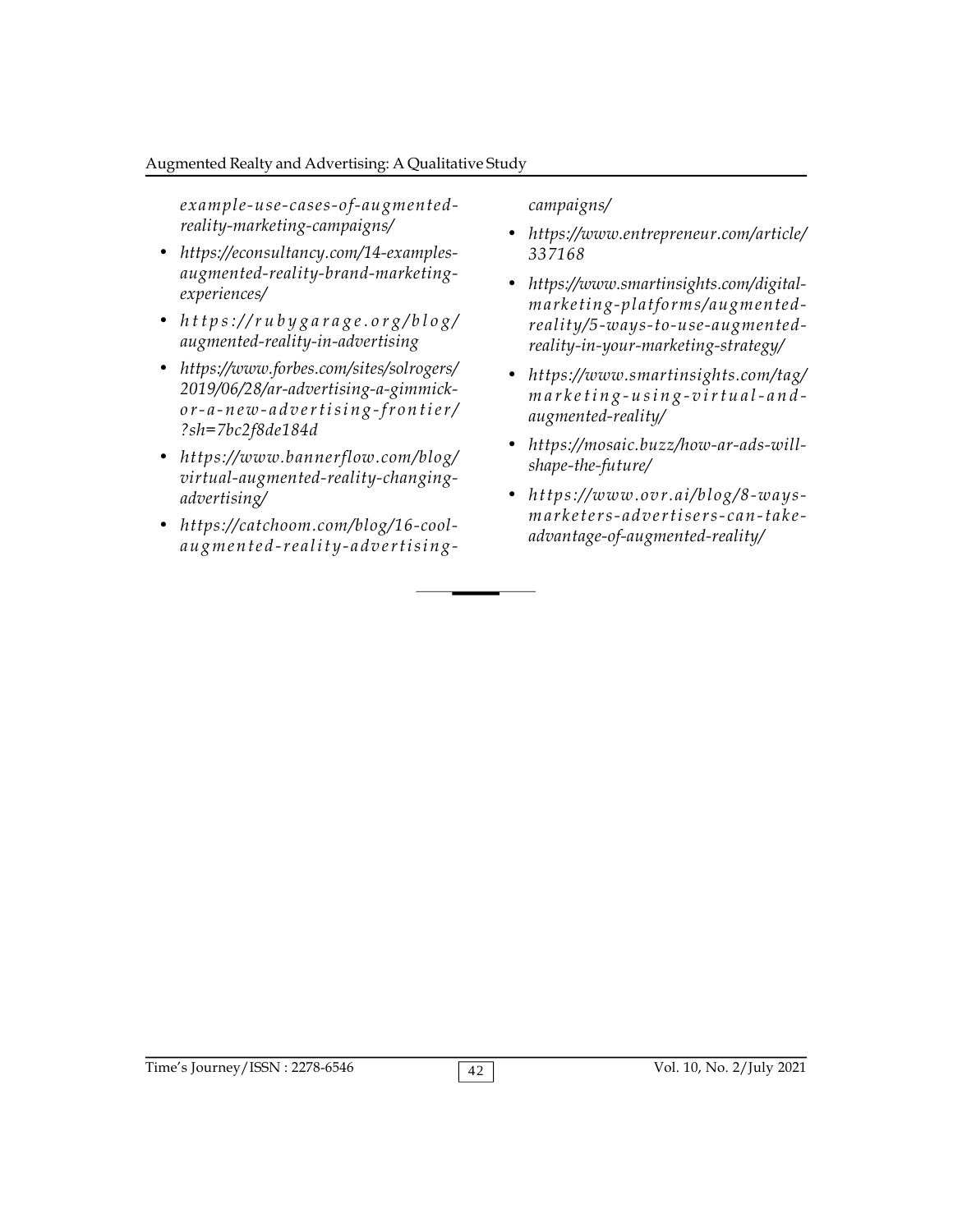*example-use-cases-of-augmented-reality-marketing-campaigns/*

- *https://econsultancy.com/14-examples-augmented-reality-brand-marketing-experiences/*
- *https://rubygarage.org/blog/augmented-reality-in-advertising*
- *https://www.forbes.com/sites/solrogers/2019/06/28/ar-advertising-a-gimmick-or-a-new-advertising-frontier/?sh=7bc2f8de184d*
- *https://www.bannerflow.com/blog/virtual-augmented-reality-changing-advertising/*
- *https://catchoom.com/blog/16-cool-augmented-reality-advertising-campaigns/*
- *https://www.entrepreneur.com/article/337168*
- *https://www.smartinsights.com/digital-marketing-platforms/augmented-reality/5-ways-to-use-augmented-reality-in-your-marketing-strategy/*
- *https://www.smartinsights.com/tag/marketing-using-virtual-and-augmented-reality/*
- *https://mosaic.buzz/how-ar-ads-will-shape-the-future/*
- *https://www.ovr.ai/blog/8-ways-marketers-advertisers-can-take-advantage-of-augmented-reality/*